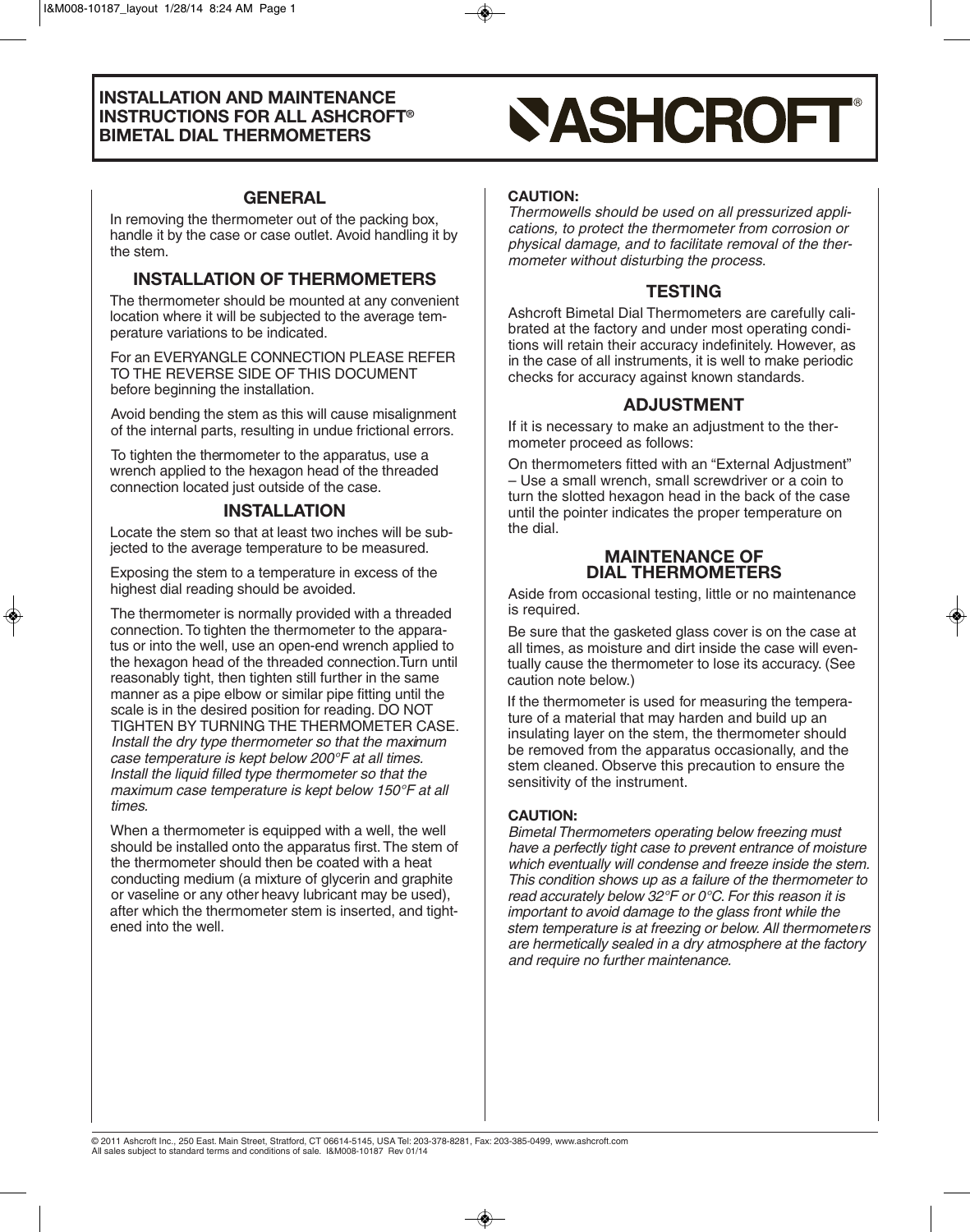# INSTALLATION AND MAINTENANCE INSTRUCTIONS FOR ALL ASHCROFT® BIMETAL DIAL THERMOMETERS

**ASHCROFT®**

## GENERAL

In removing the thermometer out of the packing box, handle it by the case or case outlet. Avoid handling it by the stem.

## INSTALLATION OF THERMOMETERS

The thermometer should be mounted at any convenient location where it will be subjected to the average temperature variations to be indicated.

For an EVERYANGLE CONNECTION PLEASE REFER TO THE REVERSE SIDE OF THIS DOCUMENT before beginning the installation.

Avoid bending the stem as this will cause misalignment of the internal parts, resulting in undue frictional errors.

To tighten the thermometer to the apparatus, use a wrench applied to the hexagon head of the threaded connection located just outside of the case.

## INSTALLATION

Locate the stem so that at least two inches will be subjected to the average temperature to be measured.

Exposing the stem to a temperature in excess of the highest dial reading should be avoided.

The thermometer is normally provided with a threaded connection. To tighten the thermometer to the apparatus or into the well, use an open-end wrench applied to the hexagon head of the threaded connection. Turn until reasonably tight, then tighten still further in the same manner as a pipe elbow or similar pipe fitting until the scale is in the desired position for reading. DO NOT TIGHTEN BY TURNING THE THERMOMETER CASE. *Install the dry type thermometer so that the maximum case temperature is kept below 200°F at all times. Install the liquid filled type thermometer so that the maximum case temperature is kept below 150°F at all times.*

When a thermometer is equipped with a well, the well should be installed onto the apparatus first. The stem of the thermometer should then be coated with a heat conducting medium (a mixture of glycerin and graphite or vaseline or any other heavy lubricant may be used), after which the thermometer stem is inserted, and tightened into the well.

**CAUTION:**
*Thermowells should be used on all pressurized applications, to protect the thermometer from corrosion or physical damage, and to facilitate removal of the thermometer without disturbing the process.*

## TESTING

Ashcroft Bimetal Dial Thermometers are carefully calibrated at the factory and under most operating conditions will retain their accuracy indefinitely. However, as in the case of all instruments, it is well to make periodic checks for accuracy against known standards.

## ADJUSTMENT

If it is necessary to make an adjustment to the thermometer proceed as follows:

On thermometers fitted with an "External Adjustment" – Use a small wrench, small screwdriver or a coin to turn the slotted hexagon head in the back of the case until the pointer indicates the proper temperature on the dial.

## MAINTENANCE OF DIAL THERMOMETERS

Aside from occasional testing, little or no maintenance is required.

Be sure that the gasketed glass cover is on the case at all times, as moisture and dirt inside the case will eventually cause the thermometer to lose its accuracy. (See caution note below.)

If the thermometer is used for measuring the temperature of a material that may harden and build up an insulating layer on the stem, the thermometer should be removed from the apparatus occasionally, and the stem cleaned. Observe this precaution to ensure the sensitivity of the instrument.

**CAUTION:**
*Bimetal Thermometers operating below freezing must have a perfectly tight case to prevent entrance of moisture which eventually will condense and freeze inside the stem. This condition shows up as a failure of the thermometer to read accurately below 32°F or 0°C. For this reason it is important to avoid damage to the glass front while the stem temperature is at freezing or below. All thermometers are hermetically sealed in a dry atmosphere at the factory and require no further maintenance.*

© 2011 Ashcroft Inc., 250 East. Main Street, Stratford, CT 06614-5145, USA Tel: 203-378-8281, Fax: 203-385-0499, www.ashcroft.com
All sales subject to standard terms and conditions of sale. I&M008-10187 Rev 01/14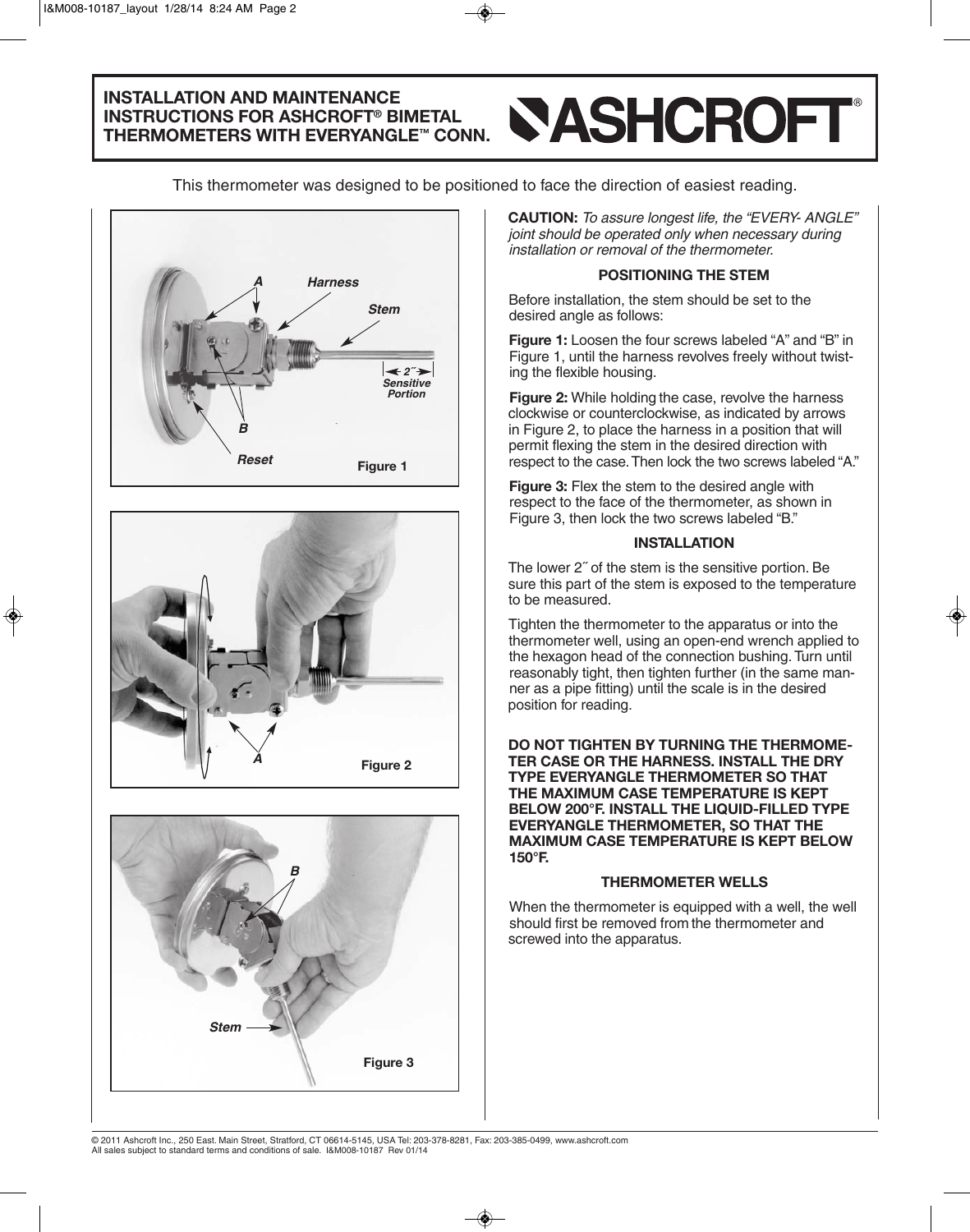# INSTALLATION AND MAINTENANCE INSTRUCTIONS FOR ASHCROFT® BIMETAL THERMOMETERS WITH EVERYANGLE™ CONN.

ASHCROFT®

This thermometer was designed to be positioned to face the direction of easiest reading.

A
Harness
Stem
2″
Sensitive Portion
B
Reset

Figure 1

A

Figure 2

B
Stem

Figure 3

**CAUTION:** *To assure longest life, the "EVERY- ANGLE" joint should be operated only when necessary during installation or removal of the thermometer.*

### POSITIONING THE STEM

Before installation, the stem should be set to the desired angle as follows:

**Figure 1:** Loosen the four screws labeled "A" and "B" in Figure 1, until the harness revolves freely without twisting the flexible housing.

**Figure 2:** While holding the case, revolve the harness clockwise or counterclockwise, as indicated by arrows in Figure 2, to place the harness in a position that will permit flexing the stem in the desired direction with respect to the case. Then lock the two screws labeled "A."

**Figure 3:** Flex the stem to the desired angle with respect to the face of the thermometer, as shown in Figure 3, then lock the two screws labeled "B."

### INSTALLATION

The lower 2″ of the stem is the sensitive portion. Be sure this part of the stem is exposed to the temperature to be measured.

Tighten the thermometer to the apparatus or into the thermometer well, using an open-end wrench applied to the hexagon head of the connection bushing. Turn until reasonably tight, then tighten further (in the same manner as a pipe fitting) until the scale is in the desired position for reading.

**DO NOT TIGHTEN BY TURNING THE THERMOMETER CASE OR THE HARNESS. INSTALL THE DRY TYPE EVERYANGLE THERMOMETER SO THAT THE MAXIMUM CASE TEMPERATURE IS KEPT BELOW 200°F. INSTALL THE LIQUID-FILLED TYPE EVERYANGLE THERMOMETER, SO THAT THE MAXIMUM CASE TEMPERATURE IS KEPT BELOW 150°F.**

### THERMOMETER WELLS

When the thermometer is equipped with a well, the well should first be removed from the thermometer and screwed into the apparatus.

© 2011 Ashcroft Inc., 250 East. Main Street, Stratford, CT 06614-5145, USA Tel: 203-378-8281, Fax: 203-385-0499, www.ashcroft.com
All sales subject to standard terms and conditions of sale. I&M008-10187 Rev 01/14